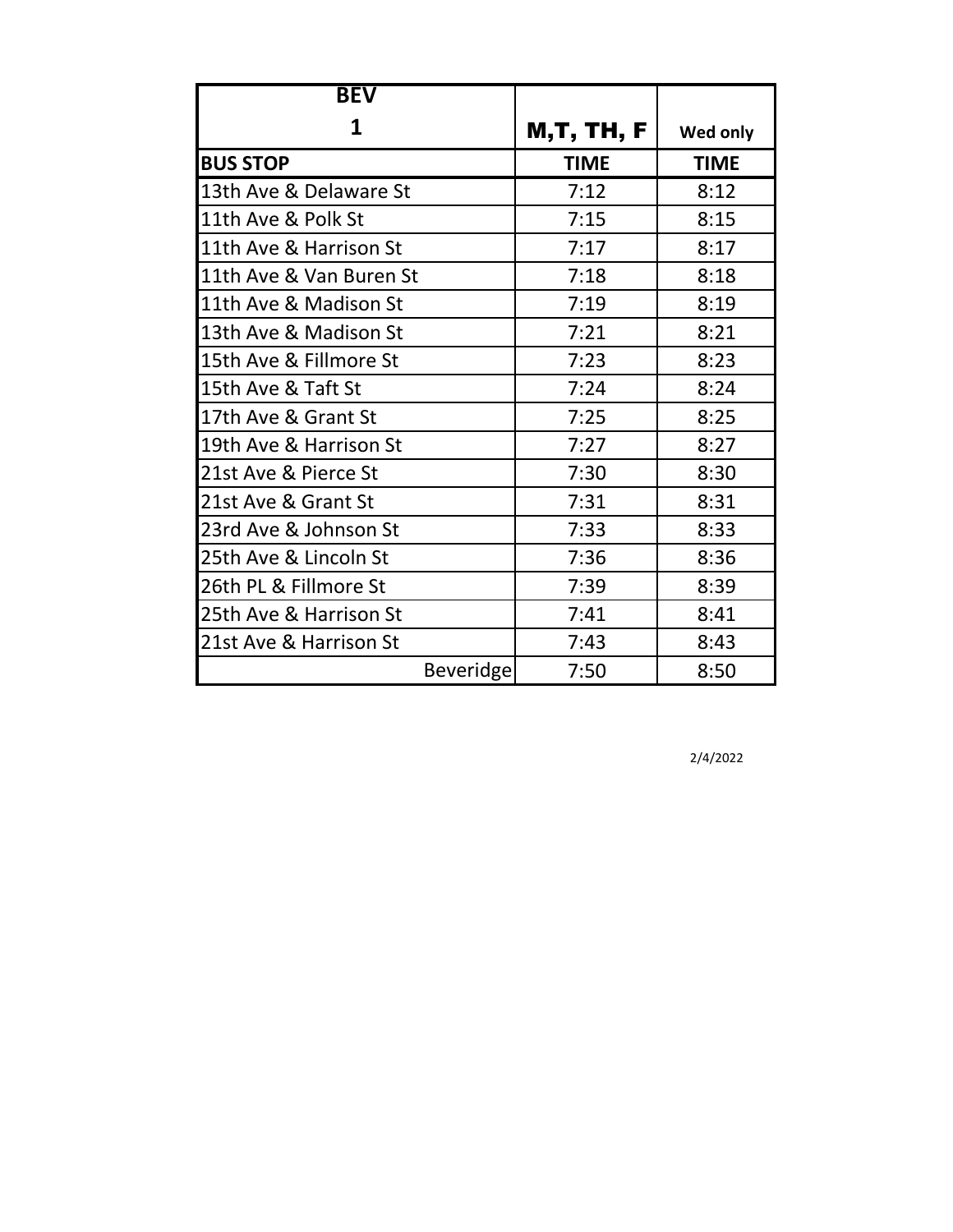| BEV 1 | M,T, TH, F | Wed only |
|---|---|---|
| **BUS STOP** | **TIME** | **TIME** |
| 13th Ave & Delaware St | 7:12 | 8:12 |
| 11th Ave & Polk St | 7:15 | 8:15 |
| 11th Ave & Harrison St | 7:17 | 8:17 |
| 11th Ave & Van Buren St | 7:18 | 8:18 |
| 11th Ave & Madison St | 7:19 | 8:19 |
| 13th Ave & Madison St | 7:21 | 8:21 |
| 15th Ave & Fillmore St | 7:23 | 8:23 |
| 15th Ave & Taft St | 7:24 | 8:24 |
| 17th Ave & Grant St | 7:25 | 8:25 |
| 19th Ave & Harrison St | 7:27 | 8:27 |
| 21st Ave & Pierce St | 7:30 | 8:30 |
| 21st Ave & Grant St | 7:31 | 8:31 |
| 23rd Ave & Johnson St | 7:33 | 8:33 |
| 25th Ave & Lincoln St | 7:36 | 8:36 |
| 26th PL & Fillmore St | 7:39 | 8:39 |
| 25th Ave & Harrison St | 7:41 | 8:41 |
| 21st Ave & Harrison St | 7:43 | 8:43 |
| Beveridge | 7:50 | 8:50 |

2/4/2022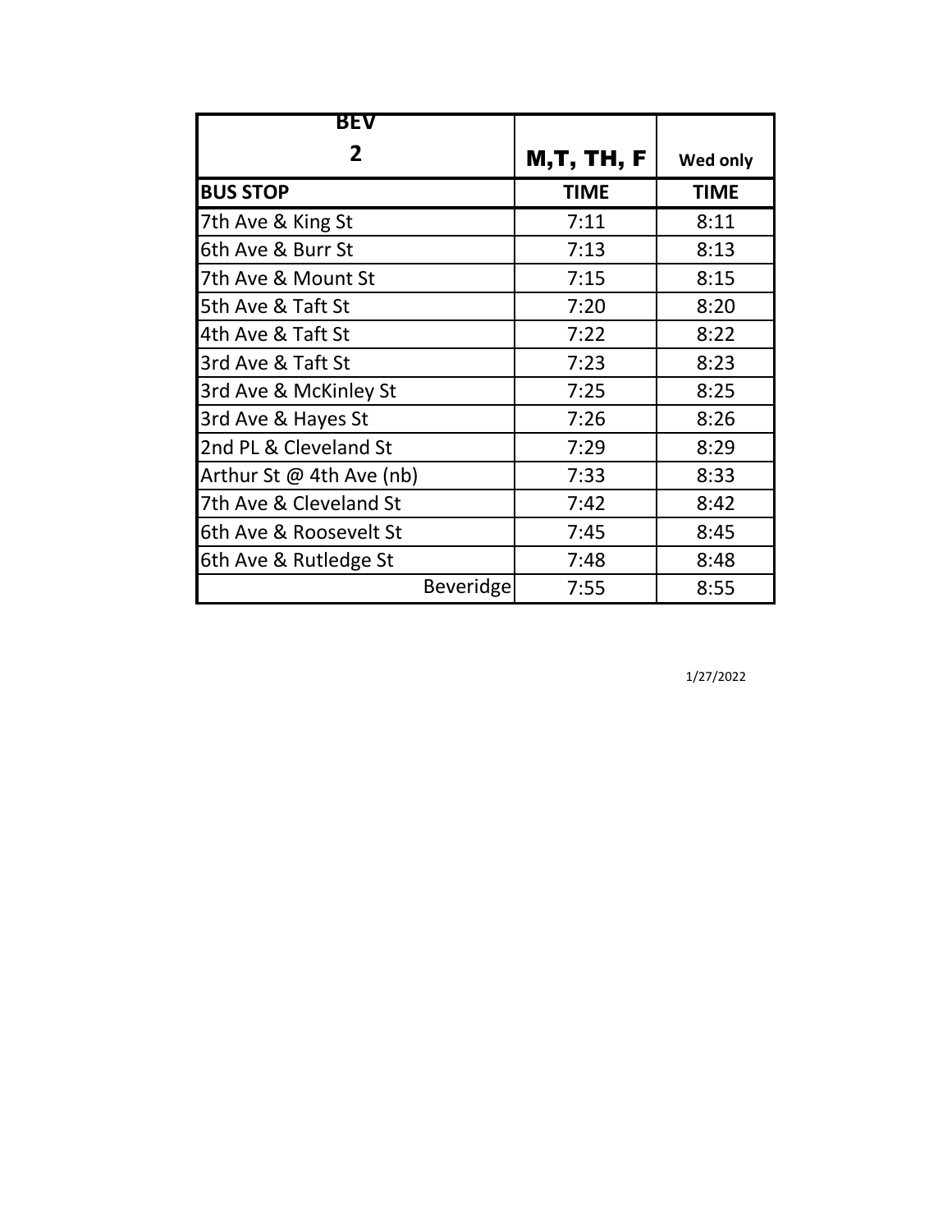| BEV 2 | M,T, TH, F | Wed only |
|---|---|---|
| **BUS STOP** | **TIME** | **TIME** |
| 7th Ave & King St | 7:11 | 8:11 |
| 6th Ave & Burr St | 7:13 | 8:13 |
| 7th Ave & Mount St | 7:15 | 8:15 |
| 5th Ave & Taft St | 7:20 | 8:20 |
| 4th Ave & Taft St | 7:22 | 8:22 |
| 3rd Ave & Taft St | 7:23 | 8:23 |
| 3rd Ave & McKinley St | 7:25 | 8:25 |
| 3rd Ave & Hayes St | 7:26 | 8:26 |
| 2nd PL & Cleveland St | 7:29 | 8:29 |
| Arthur St @ 4th Ave (nb) | 7:33 | 8:33 |
| 7th Ave & Cleveland St | 7:42 | 8:42 |
| 6th Ave & Roosevelt St | 7:45 | 8:45 |
| 6th Ave & Rutledge St | 7:48 | 8:48 |
| Beveridge | 7:55 | 8:55 |

1/27/2022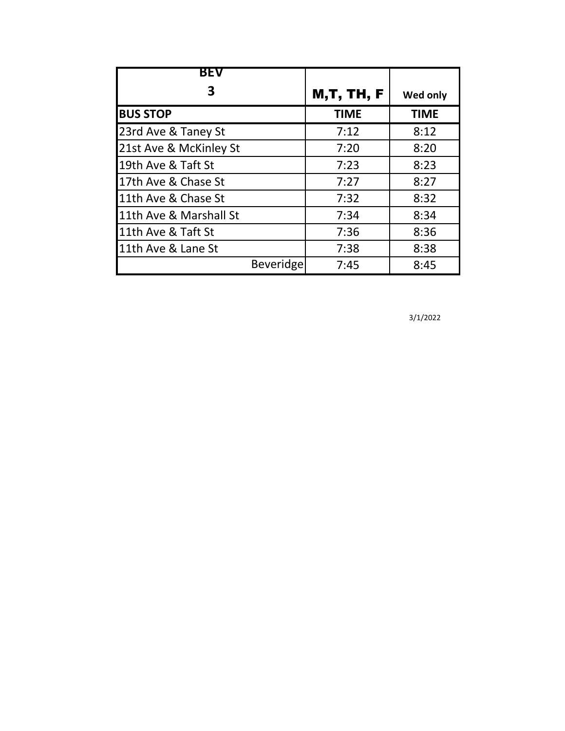| BEV 3 | M,T, TH, F | Wed only |
|---|---|---|
| **BUS STOP** | **TIME** | **TIME** |
| 23rd Ave & Taney St | 7:12 | 8:12 |
| 21st Ave & McKinley St | 7:20 | 8:20 |
| 19th Ave & Taft St | 7:23 | 8:23 |
| 17th Ave & Chase St | 7:27 | 8:27 |
| 11th Ave & Chase St | 7:32 | 8:32 |
| 11th Ave & Marshall St | 7:34 | 8:34 |
| 11th Ave & Taft St | 7:36 | 8:36 |
| 11th Ave & Lane St | 7:38 | 8:38 |
| Beveridge | 7:45 | 8:45 |

3/1/2022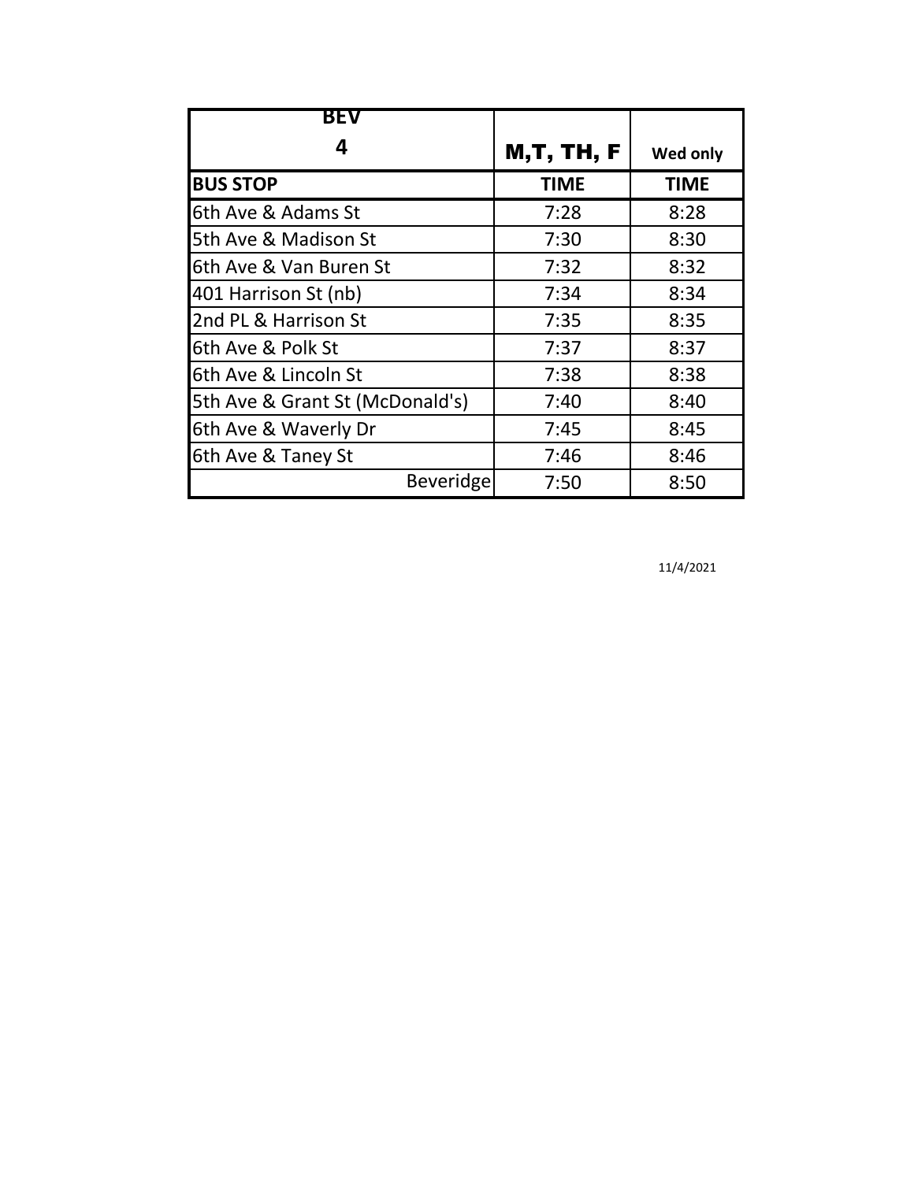| BEV 4 | M,T, TH, F | Wed only |
|---|---|---|
| **BUS STOP** | **TIME** | **TIME** |
| 6th Ave & Adams St | 7:28 | 8:28 |
| 5th Ave & Madison St | 7:30 | 8:30 |
| 6th Ave & Van Buren St | 7:32 | 8:32 |
| 401 Harrison St (nb) | 7:34 | 8:34 |
| 2nd PL & Harrison St | 7:35 | 8:35 |
| 6th Ave & Polk St | 7:37 | 8:37 |
| 6th Ave & Lincoln St | 7:38 | 8:38 |
| 5th Ave & Grant St (McDonald's) | 7:40 | 8:40 |
| 6th Ave & Waverly Dr | 7:45 | 8:45 |
| 6th Ave & Taney St | 7:46 | 8:46 |
| Beveridge | 7:50 | 8:50 |

11/4/2021